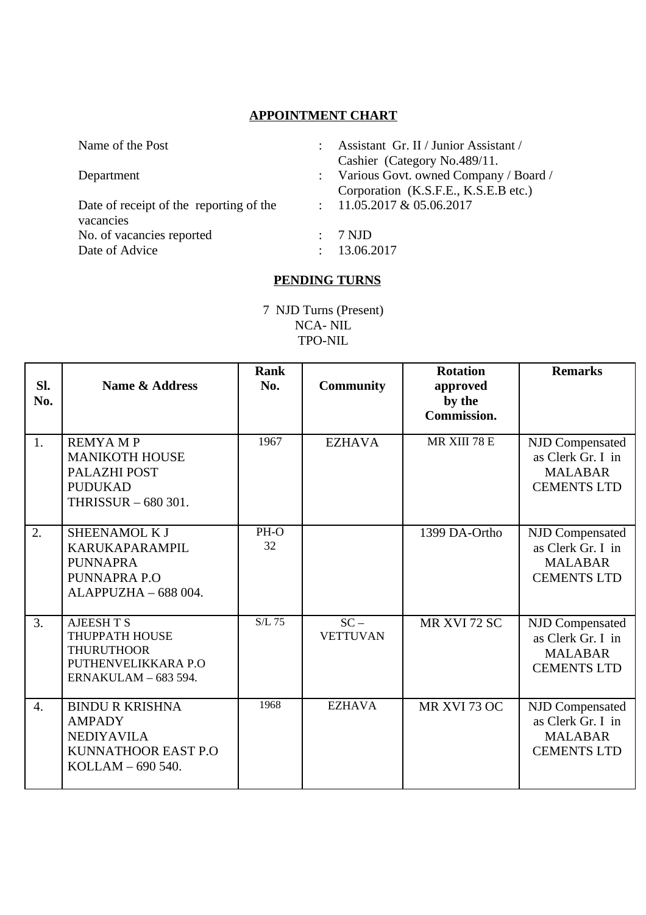## APPOINTMENT CHART

| | | |
|---|---|---|
| Name of the Post | : | Assistant Gr. II / Junior Assistant / Cashier (Category No.489/11. |
| Department | : | Various Govt. owned Company / Board / Corporation (K.S.F.E., K.S.E.B etc.) |
| Date of receipt of the reporting of the vacancies | : | 11.05.2017 & 05.06.2017 |
| No. of vacancies reported | : | 7 NJD |
| Date of Advice | : | 13.06.2017 |

## PENDING TURNS

7 NJD Turns (Present)
NCA- NIL
TPO-NIL

| Sl. No. | Name & Address | Rank No. | Community | Rotation approved by the Commission. | Remarks |
|---|---|---|---|---|---|
| 1. | REMYA M P<br>MANIKOTH HOUSE<br>PALAZHI POST<br>PUDUKAD<br>THRISSUR – 680 301. | 1967 | EZHAVA | MR XIII 78 E | NJD Compensated as Clerk Gr. I in MALABAR CEMENTS LTD |
| 2. | SHEENAMOL K J<br>KARUKAPARAMPIL<br>PUNNAPRA<br>PUNNAPRA P.O<br>ALAPPUZHA – 688 004. | PH-O 32 | | 1399 DA-Ortho | NJD Compensated as Clerk Gr. I in MALABAR CEMENTS LTD |
| 3. | AJEESH T S<br>THUPPATH HOUSE<br>THURUTHOOR<br>PUTHENVELIKKARA P.O<br>ERNAKULAM – 683 594. | S/L 75 | SC – VETTUVAN | MR XVI 72 SC | NJD Compensated as Clerk Gr. I in MALABAR CEMENTS LTD |
| 4. | BINDU R KRISHNA<br>AMPADY<br>NEDIYAVILA<br>KUNNATHOOR EAST P.O<br>KOLLAM – 690 540. | 1968 | EZHAVA | MR XVI 73 OC | NJD Compensated as Clerk Gr. I in MALABAR CEMENTS LTD |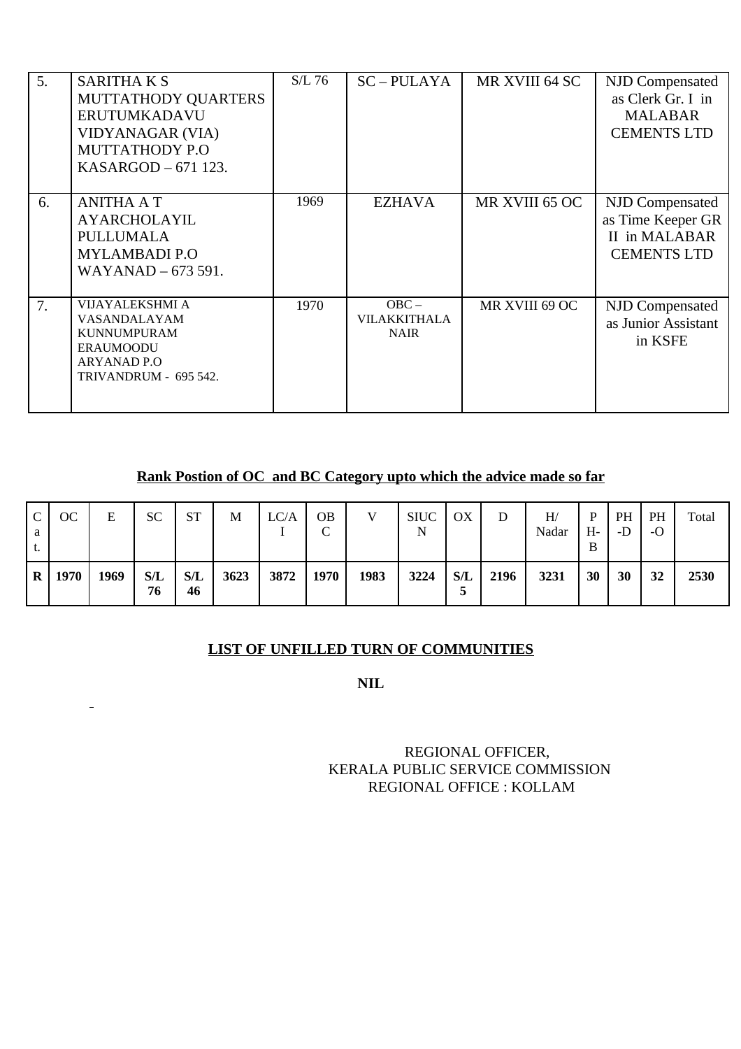| | | | | | |
|---|---|---|---|---|---|
| 5. | SARITHA K S<br>MUTTATHODY QUARTERS<br>ERUTUMKADAVU<br>VIDYANAGAR (VIA)<br>MUTTATHODY P.O<br>KASARGOD – 671 123. | S/L 76 | SC – PULAYA | MR XVIII 64 SC | NJD Compensated as Clerk Gr. I in MALABAR CEMENTS LTD |
| 6. | ANITHA A T<br>AYARCHOLAYIL<br>PULLUMALA<br>MYLAMBADI P.O<br>WAYANAD – 673 591. | 1969 | EZHAVA | MR XVIII 65 OC | NJD Compensated as Time Keeper GR II in MALABAR CEMENTS LTD |
| 7. | VIJAYALEKSHMI A<br>VASANDALAYAM<br>KUNNUMPURAM<br>ERAUMOODU<br>ARYANAD P.O<br>TRIVANDRUM - 695 542. | 1970 | OBC – VILAKKITHALA NAIR | MR XVIII 69 OC | NJD Compensated as Junior Assistant in KSFE |

**Rank Postion of OC and BC Category upto which the advice made so far**

| Cat. | OC | E | SC | ST | M | LC/AI | OBC | V | SIUCN | OX | D | H/ Nadar | PH-B | PH-D | PH-O | Total |
|---|---|---|---|---|---|---|---|---|---|---|---|---|---|---|---|---|
| **R** | **1970** | **1969** | **S/L 76** | **S/L 46** | **3623** | **3872** | **1970** | **1983** | **3224** | **S/L 5** | **2196** | **3231** | **30** | **30** | **32** | **2530** |

**LIST OF UNFILLED TURN OF COMMUNITIES**

**NIL**

REGIONAL OFFICER,
KERALA PUBLIC SERVICE COMMISSION
REGIONAL OFFICE : KOLLAM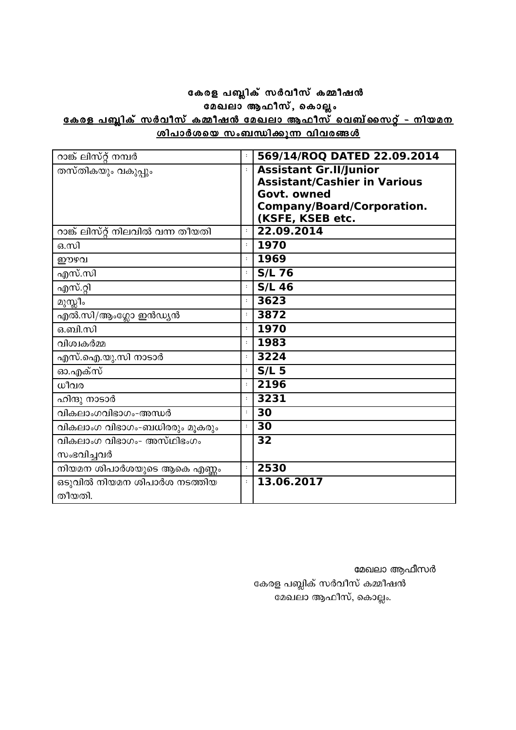**കേരള പബ്ലിക് സർവീസ് കമ്മീഷൻ**

**മേഖലാ ആഫീസ്, കൊല്ലം**

**കേരള പബ്ലിക് സർവീസ് കമ്മീഷൻ മേഖലാ ആഫീസ് വെബ്സൈറ്റ് - നിയമന ശിപാർശയെ സംബന്ധിക്കുന്ന വിവരങ്ങൾ**

| | | |
|---|---|---|
| റാങ്ക് ലിസ്റ്റ് നമ്പർ | : | **569/14/ROQ DATED 22.09.2014** |
| തസ്തികയും വകുപ്പും | : | **Assistant Gr.II/Junior Assistant/Cashier in Various Govt. owned Company/Board/Corporation. (KSFE, KSEB etc.** |
| റാങ്ക് ലിസ്റ്റ് നിലവിൽ വന്ന തീയതി | : | **22.09.2014** |
| ഒ.സി | : | **1970** |
| ഈഴവ | : | **1969** |
| എസ്.സി | : | **S/L 76** |
| എസ്.റ്റി | : | **S/L 46** |
| മുസ്ലീം | : | **3623** |
| എൽ.സി/ആംഗ്ലോ ഇൻഡ്യൻ | : | **3872** |
| ഒ.ബി.സി | : | **1970** |
| വിശ്വകർമ്മ | : | **1983** |
| എസ്.ഐ.യു.സി നാടാർ | : | **3224** |
| ഓ.എക്സ് | : | **S/L 5** |
| ധീവര | : | **2196** |
| ഹിന്ദു നാടാർ | : | **3231** |
| വികലാംഗവിഭാഗം-അന്ധർ | : | **30** |
| വികലാംഗ വിഭാഗം-ബധിരരും മൂകരും | : | **30** |
| വികലാംഗ വിഭാഗം- അസ്ഥിഭംഗം സംഭവിച്ചവർ | | **32** |
| നിയമന ശിപാർശയുടെ ആകെ എണ്ണം | : | **2530** |
| ഒടുവിൽ നിയമന ശിപാർശ നടത്തിയ തീയതി. | : | **13.06.2017** |

മേഖലാ ആഫീസർ
കേരള പബ്ലിക് സർവീസ് കമ്മീഷൻ
മേഖലാ ആഫീസ്, കൊല്ലം.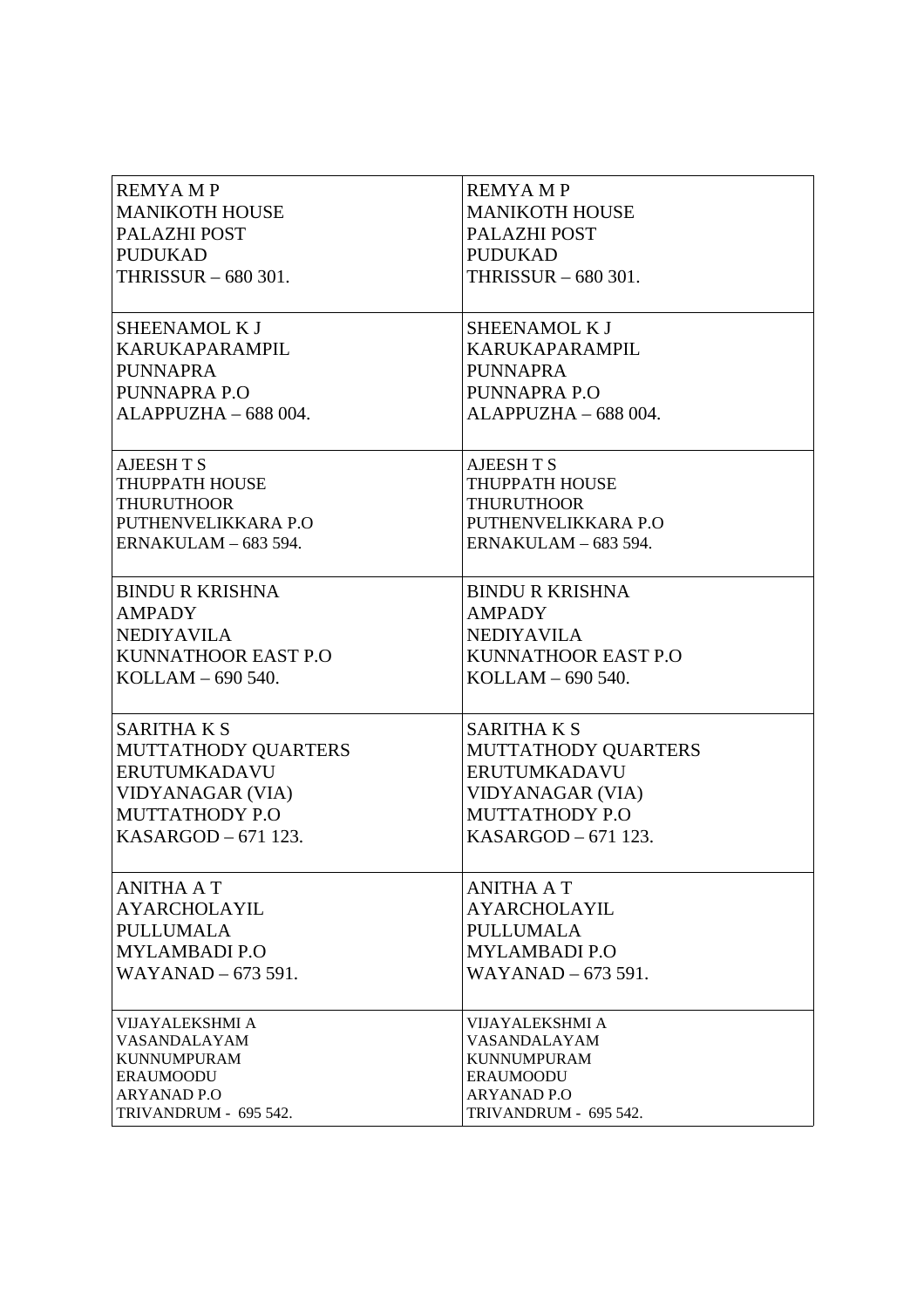| | |
|---|---|
| REMYA M P<br>MANIKOTH HOUSE<br>PALAZHI POST<br>PUDUKAD<br>THRISSUR – 680 301. | REMYA M P<br>MANIKOTH HOUSE<br>PALAZHI POST<br>PUDUKAD<br>THRISSUR – 680 301. |
| SHEENAMOL K J<br>KARUKAPARAMPIL<br>PUNNAPRA<br>PUNNAPRA P.O<br>ALAPPUZHA – 688 004. | SHEENAMOL K J<br>KARUKAPARAMPIL<br>PUNNAPRA<br>PUNNAPRA P.O<br>ALAPPUZHA – 688 004. |
| AJEESH T S<br>THUPPATH HOUSE<br>THURUTHOOR<br>PUTHENVELIKKARA P.O<br>ERNAKULAM – 683 594. | AJEESH T S<br>THUPPATH HOUSE<br>THURUTHOOR<br>PUTHENVELIKKARA P.O<br>ERNAKULAM – 683 594. |
| BINDU R KRISHNA<br>AMPADY<br>NEDIYAVILA<br>KUNNATHOOR EAST P.O<br>KOLLAM – 690 540. | BINDU R KRISHNA<br>AMPADY<br>NEDIYAVILA<br>KUNNATHOOR EAST P.O<br>KOLLAM – 690 540. |
| SARITHA K S<br>MUTTATHODY QUARTERS<br>ERUTUMKADAVU<br>VIDYANAGAR (VIA)<br>MUTTATHODY P.O<br>KASARGOD – 671 123. | SARITHA K S<br>MUTTATHODY QUARTERS<br>ERUTUMKADAVU<br>VIDYANAGAR (VIA)<br>MUTTATHODY P.O<br>KASARGOD – 671 123. |
| ANITHA A T<br>AYARCHOLAYIL<br>PULLUMALA<br>MYLAMBADI P.O<br>WAYANAD – 673 591. | ANITHA A T<br>AYARCHOLAYIL<br>PULLUMALA<br>MYLAMBADI P.O<br>WAYANAD – 673 591. |
| VIJAYALEKSHMI A<br>VASANDALAYAM<br>KUNNUMPURAM<br>ERAUMOODU<br>ARYANAD P.O<br>TRIVANDRUM - 695 542. | VIJAYALEKSHMI A<br>VASANDALAYAM<br>KUNNUMPURAM<br>ERAUMOODU<br>ARYANAD P.O<br>TRIVANDRUM - 695 542. |